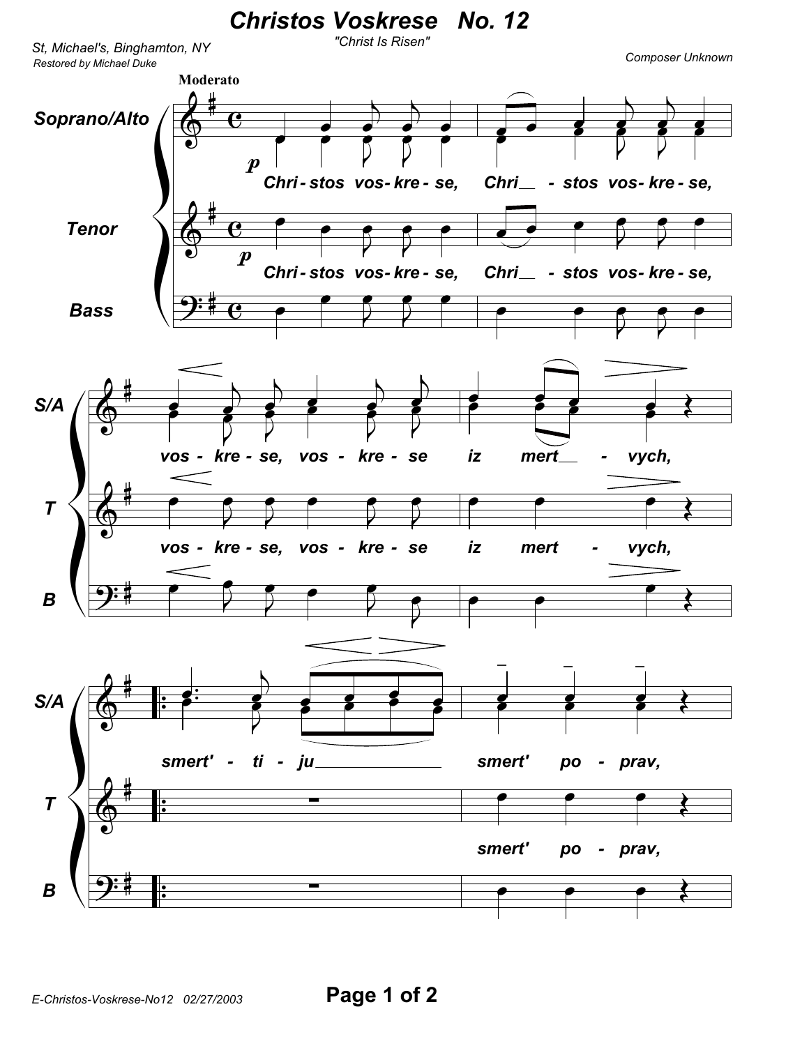# Christos Voskrese No. 12

"Christ Is Risen"

St, Michael's, Binghamton, NY

Restored by Michael Duke

Composer Unknown

**Moderato**

Soprano/Alto

Tenor

Bass

*p*

Chri - stos vos - kre - se, Chri__ - stos vos - kre - se,

Chri - stos vos - kre - se, Chri__ - stos vos - kre - se,

S/A

T

B

vos - kre - se, vos - kre - se iz mert__ - vych,

vos - kre - se, vos - kre - se iz mert - vych,

smert' - ti - ju______ smert' po - prav,

smert' po - prav,

E-Christos-Voskrese-No12 02/27/2003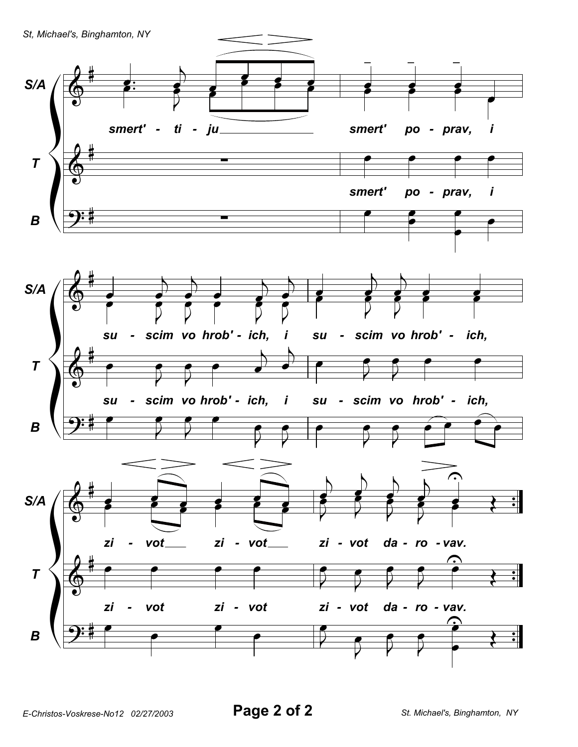S/A

smert' - ti - ju smert' po - prav, i

T

smert' po - prav, i

B

S/A

su - scim vo hrob' - ich, i su - scim vo hrob' - ich,

T

su - scim vo hrob' - ich, i su - scim vo hrob' - ich,

B

S/A

zi - vot zi - vot zi - vot da - ro - vav.

T

zi - vot zi - vot zi - vot da - ro - vav.

B